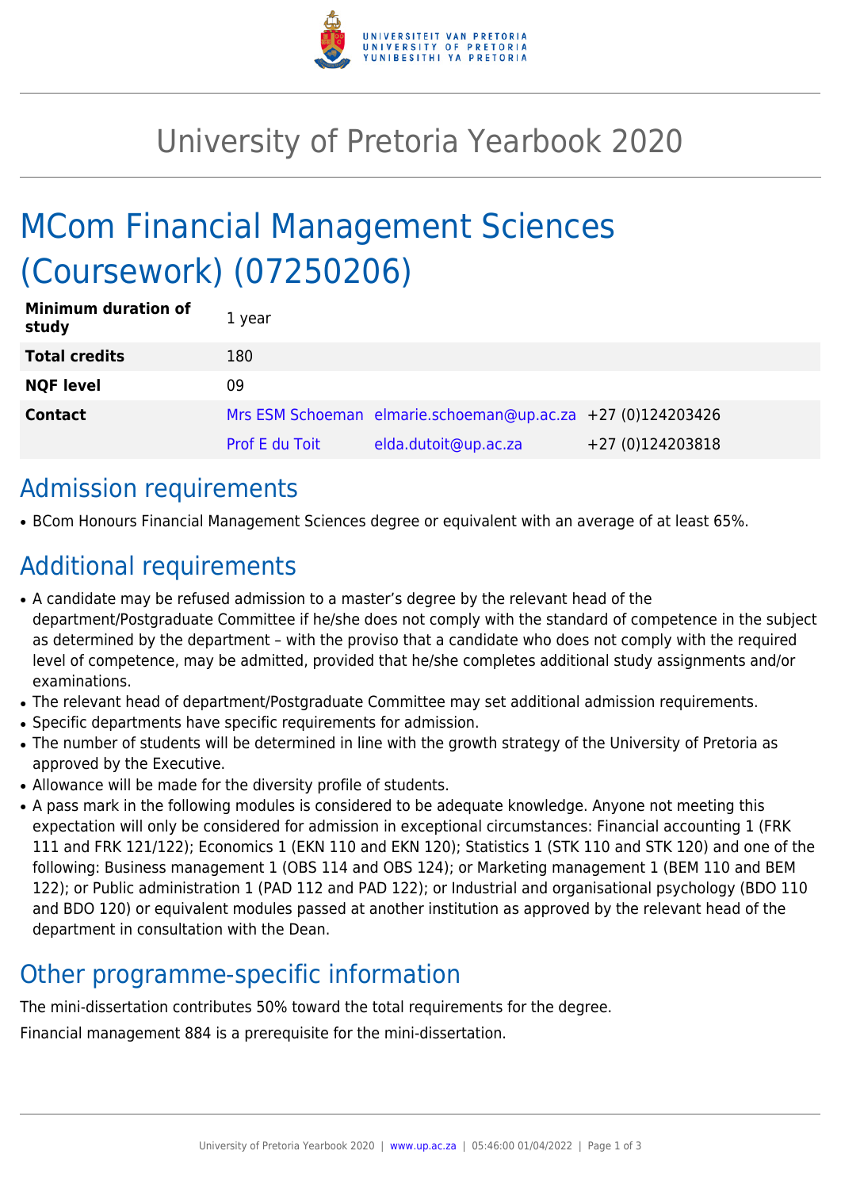# University of Pretoria Yearbook 2020

## MCom Financial Management Sciences (Coursework) (07250206)

| | | | |
|---|---|---|---|
| **Minimum duration of study** | 1 year | | |
| **Total credits** | 180 | | |
| **NQF level** | 09 | | |
| **Contact** | Mrs ESM Schoeman | elmarie.schoeman@up.ac.za | +27 (0)124203426 |
| | Prof E du Toit | elda.dutoit@up.ac.za | +27 (0)124203818 |

## Admission requirements

- BCom Honours Financial Management Sciences degree or equivalent with an average of at least 65%.

## Additional requirements

- A candidate may be refused admission to a master's degree by the relevant head of the department/Postgraduate Committee if he/she does not comply with the standard of competence in the subject as determined by the department – with the proviso that a candidate who does not comply with the required level of competence, may be admitted, provided that he/she completes additional study assignments and/or examinations.
- The relevant head of department/Postgraduate Committee may set additional admission requirements.
- Specific departments have specific requirements for admission.
- The number of students will be determined in line with the growth strategy of the University of Pretoria as approved by the Executive.
- Allowance will be made for the diversity profile of students.
- A pass mark in the following modules is considered to be adequate knowledge. Anyone not meeting this expectation will only be considered for admission in exceptional circumstances: Financial accounting 1 (FRK 111 and FRK 121/122); Economics 1 (EKN 110 and EKN 120); Statistics 1 (STK 110 and STK 120) and one of the following: Business management 1 (OBS 114 and OBS 124); or Marketing management 1 (BEM 110 and BEM 122); or Public administration 1 (PAD 112 and PAD 122); or Industrial and organisational psychology (BDO 110 and BDO 120) or equivalent modules passed at another institution as approved by the relevant head of the department in consultation with the Dean.

## Other programme-specific information

The mini-dissertation contributes 50% toward the total requirements for the degree.

Financial management 884 is a prerequisite for the mini-dissertation.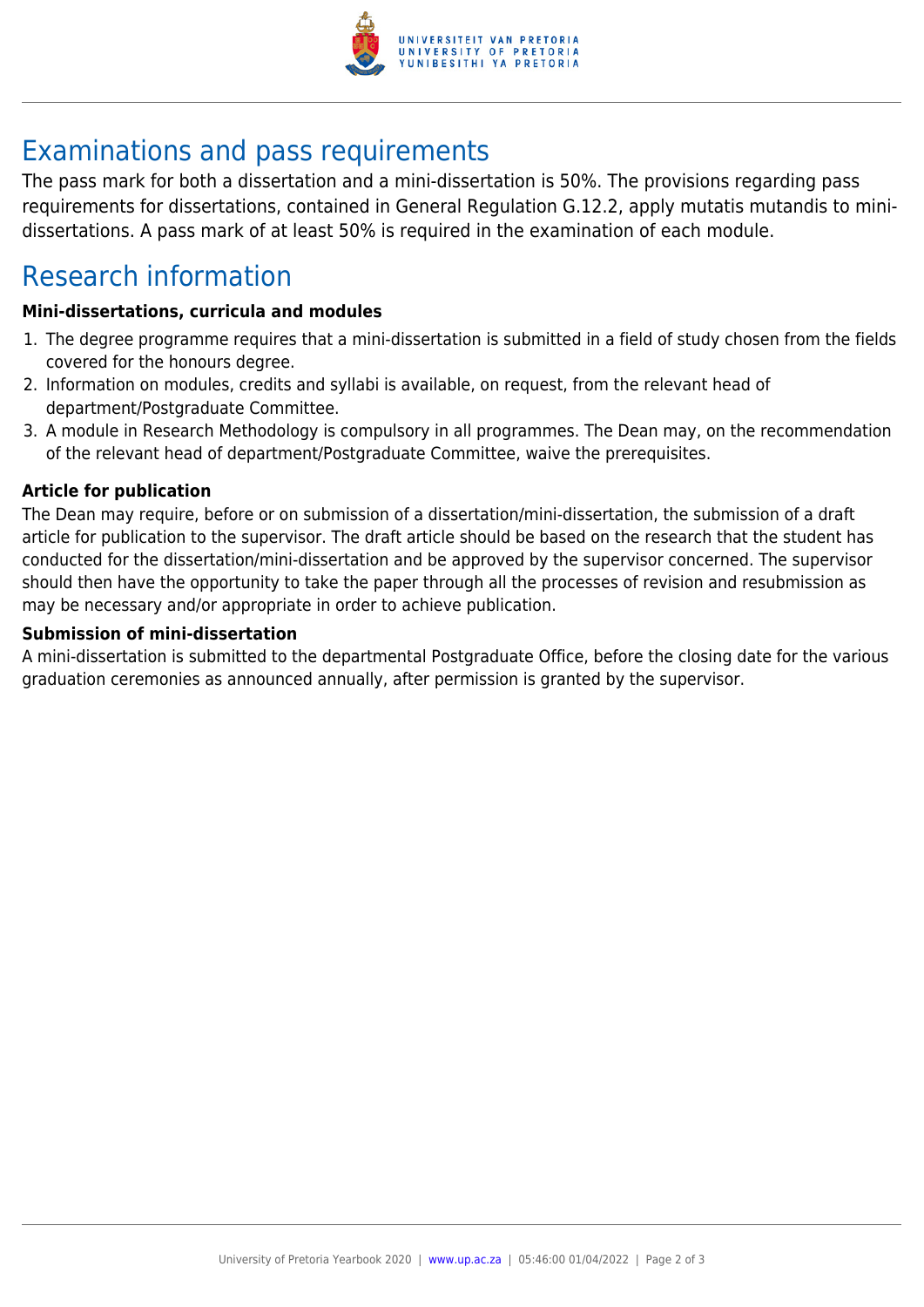## Examinations and pass requirements

The pass mark for both a dissertation and a mini-dissertation is 50%. The provisions regarding pass requirements for dissertations, contained in General Regulation G.12.2, apply mutatis mutandis to mini-dissertations. A pass mark of at least 50% is required in the examination of each module.

## Research information

### Mini-dissertations, curricula and modules

1. The degree programme requires that a mini-dissertation is submitted in a field of study chosen from the fields covered for the honours degree.
2. Information on modules, credits and syllabi is available, on request, from the relevant head of department/Postgraduate Committee.
3. A module in Research Methodology is compulsory in all programmes. The Dean may, on the recommendation of the relevant head of department/Postgraduate Committee, waive the prerequisites.

### Article for publication

The Dean may require, before or on submission of a dissertation/mini-dissertation, the submission of a draft article for publication to the supervisor. The draft article should be based on the research that the student has conducted for the dissertation/mini-dissertation and be approved by the supervisor concerned. The supervisor should then have the opportunity to take the paper through all the processes of revision and resubmission as may be necessary and/or appropriate in order to achieve publication.

### Submission of mini-dissertation

A mini-dissertation is submitted to the departmental Postgraduate Office, before the closing date for the various graduation ceremonies as announced annually, after permission is granted by the supervisor.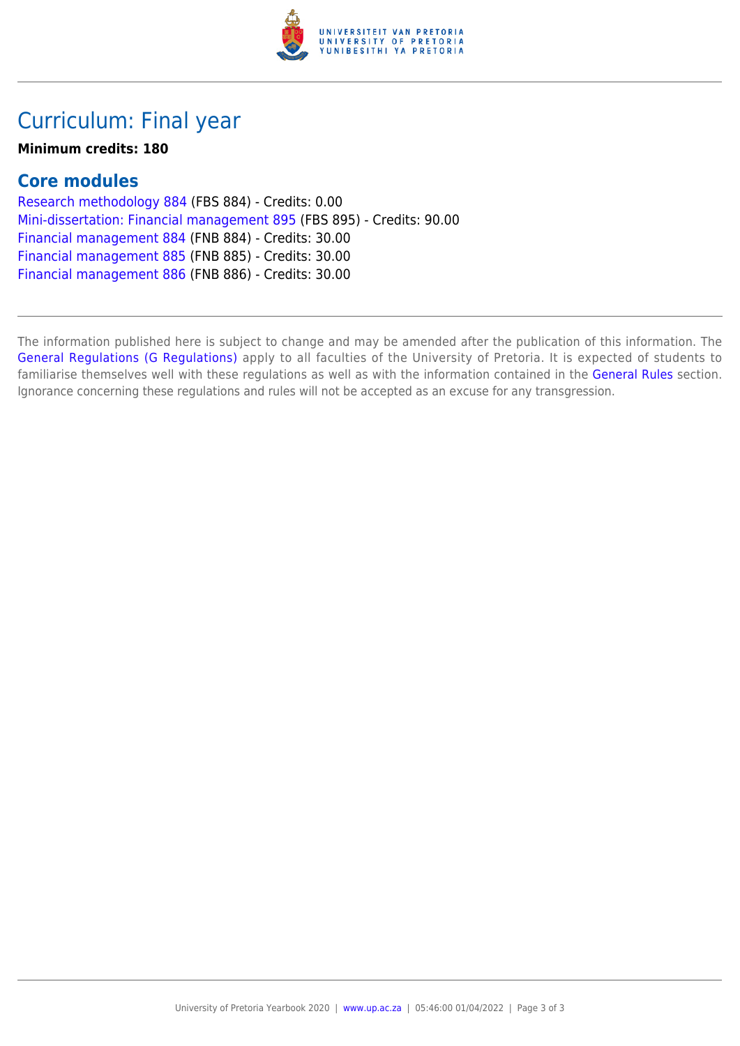# Curriculum: Final year

**Minimum credits: 180**

## Core modules

Research methodology 884 (FBS 884) - Credits: 0.00
Mini-dissertation: Financial management 895 (FBS 895) - Credits: 90.00
Financial management 884 (FNB 884) - Credits: 30.00
Financial management 885 (FNB 885) - Credits: 30.00
Financial management 886 (FNB 886) - Credits: 30.00

The information published here is subject to change and may be amended after the publication of this information. The General Regulations (G Regulations) apply to all faculties of the University of Pretoria. It is expected of students to familiarise themselves well with these regulations as well as with the information contained in the General Rules section. Ignorance concerning these regulations and rules will not be accepted as an excuse for any transgression.